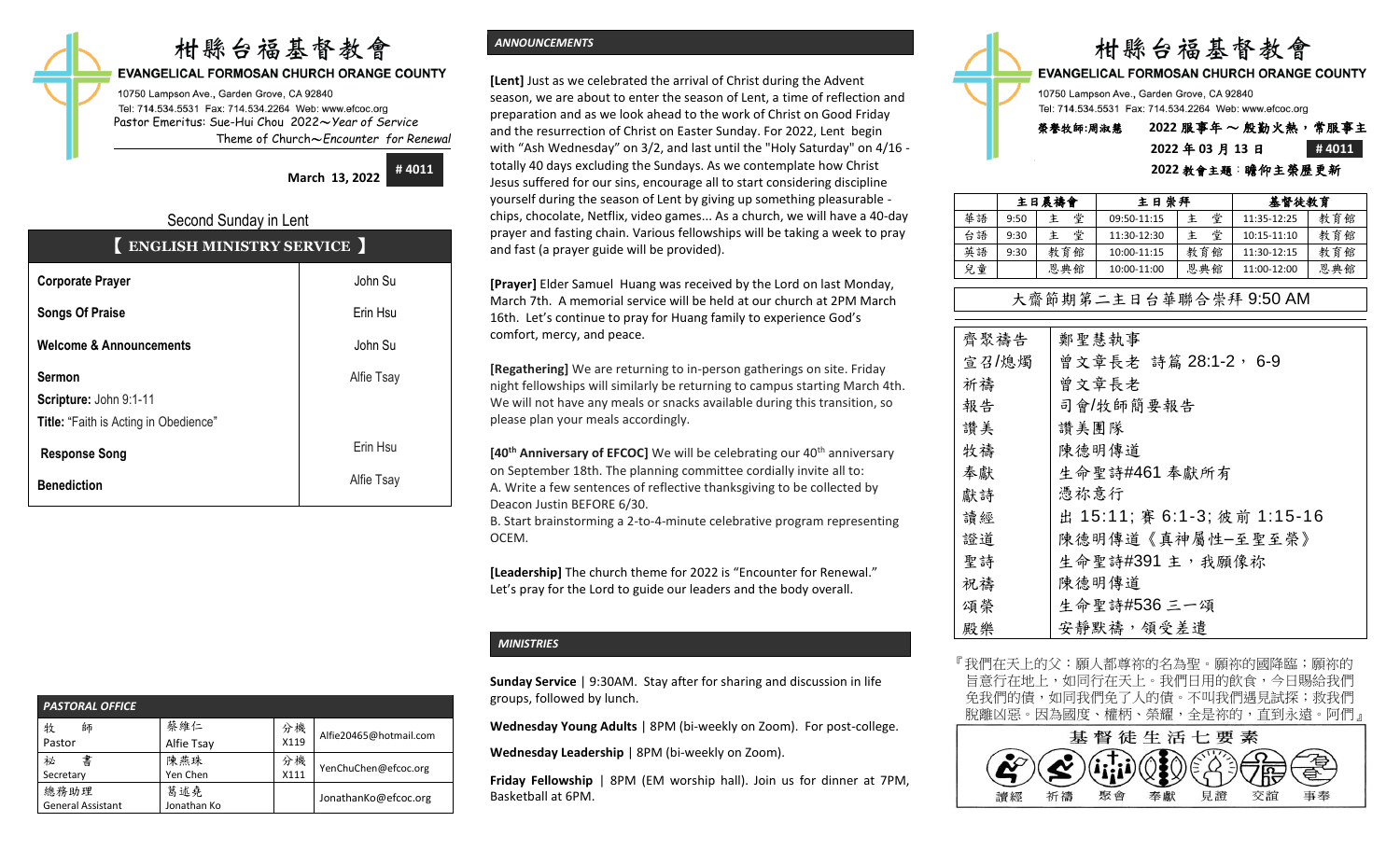# 柑縣台福基督教會

**EVANGELICAL FORMOSAN CHURCH ORANGE COUNTY**

10750 Lampson Ave., Garden Grove, CA 92840
Tel: 714.534.5531 Fax: 714.534.2264 Web: www.efcoc.org
Pastor Emeritus: Sue-Hui Chou 2022～*Year of Service*
Theme of Church～*Encounter for Renewal*

**March 13, 2022** **# 4011**

## Second Sunday in Lent

### 【 ENGLISH MINISTRY SERVICE 】

| | |
|---|---|
| **Corporate Prayer** | John Su |
| **Songs Of Praise** | Erin Hsu |
| **Welcome & Announcements** | John Su |
| **Sermon**<br>**Scripture:** John 9:1-11<br>**Title:** "Faith is Acting in Obedience" | Alfie Tsay |
| **Response Song** | Erin Hsu |
| **Benediction** | Alfie Tsay |

### *PASTORAL OFFICE*

| | | | |
|---|---|---|---|
| 牧 師<br>Pastor | 蔡維仁<br>Alfie Tsay | 分機<br>X119 | Alfie20465@hotmail.com |
| 秘 書<br>Secretary | 陳燕珠<br>Yen Chen | 分機<br>X111 | YenChuChen@efcoc.org |
| 總務助理<br>General Assistant | 葛述堯<br>Jonathan Ko | | JonathanKo@efcoc.org |

### *ANNOUNCEMENTS*

**[Lent]** Just as we celebrated the arrival of Christ during the Advent season, we are about to enter the season of Lent, a time of reflection and preparation and as we look ahead to the work of Christ on Good Friday and the resurrection of Christ on Easter Sunday. For 2022, Lent begin with "Ash Wednesday" on 3/2, and last until the "Holy Saturday" on 4/16 - totally 40 days excluding the Sundays. As we contemplate how Christ Jesus suffered for our sins, encourage all to start considering discipline yourself during the season of Lent by giving up something pleasurable - chips, chocolate, Netflix, video games... As a church, we will have a 40-day prayer and fasting chain. Various fellowships will be taking a week to pray and fast (a prayer guide will be provided).

**[Prayer]** Elder Samuel Huang was received by the Lord on last Monday, March 7th. A memorial service will be held at our church at 2PM March 16th. Let's continue to pray for Huang family to experience God's comfort, mercy, and peace.

**[Regathering]** We are returning to in-person gatherings on site. Friday night fellowships will similarly be returning to campus starting March 4th. We will not have any meals or snacks available during this transition, so please plan your meals accordingly.

**[40th Anniversary of EFCOC]** We will be celebrating our 40th anniversary on September 18th. The planning committee cordially invite all to:
A. Write a few sentences of reflective thanksgiving to be collected by Deacon Justin BEFORE 6/30.
B. Start brainstorming a 2-to-4-minute celebrative program representing OCEM.

**[Leadership]** The church theme for 2022 is "Encounter for Renewal." Let's pray for the Lord to guide our leaders and the body overall.

### *MINISTRIES*

**Sunday Service** | 9:30AM. Stay after for sharing and discussion in life groups, followed by lunch.

**Wednesday Young Adults** | 8PM (bi-weekly on Zoom). For post-college.

**Wednesday Leadership** | 8PM (bi-weekly on Zoom).

**Friday Fellowship** | 8PM (EM worship hall). Join us for dinner at 7PM, Basketball at 6PM.

# 柑縣台福基督教會

**EVANGELICAL FORMOSAN CHURCH ORANGE COUNTY**

10750 Lampson Ave., Garden Grove, CA 92840
Tel: 714.534.5531 Fax: 714.534.2264 Web: www.efcoc.org
榮譽牧師:周淑慧 **2022 服事年 ～ 殷勤火熱，常服事主**
**2022 年 03 月 13 日** **# 4011**
**2022 教會主題：瞻仰主榮歷更新**

| | 主日晨禱會 | | 主日崇拜 | | 基督徒教育 | |
|---|---|---|---|---|---|---|
| 華語 | 9:50 | 主 堂 | 09:50-11:15 | 主 堂 | 11:35-12:25 | 教育館 |
| 台語 | 9:30 | 主 堂 | 11:30-12:30 | 主 堂 | 10:15-11:10 | 教育館 |
| 英語 | 9:30 | 教育館 | 10:00-11:15 | 教育館 | 11:30-12:15 | 教育館 |
| 兒童 | | 恩典館 | 10:00-11:00 | 恩典館 | 11:00-12:00 | 恩典館 |

## 大齋節期第二主日台華聯合崇拜 9:50 AM

| | |
|---|---|
| 齊聚禱告 | 鄭聖慧執事 |
| 宣召/燒燭 | 曾文章長老 詩篇 28:1-2， 6-9 |
| 祈禱 | 曾文章長老 |
| 報告 | 司會/牧師簡要報告 |
| 讚美 | 讚美團隊 |
| 牧禱 | 陳德明傳道 |
| 奉獻 | 生命聖詩#461 奉獻所有 |
| 獻詩 | 憑祢意行 |
| 讀經 | 出 15:11; 賽 6:1-3; 彼前 1:15-16 |
| 證道 | 陳德明傳道《真神屬性—至聖至榮》 |
| 聖詩 | 生命聖詩#391 主，我願像祢 |
| 祝禱 | 陳德明傳道 |
| 頌榮 | 生命聖詩#536 三一頌 |
| 殿樂 | 安靜默禱，領受差遣 |

『我們在天上的父：願人都尊祢的名為聖。願祢的國降臨；願祢的旨意行在地上，如同行在天上。我們日用的飲食，今日賜給我們。免我們的債，如同我們免了人的債。不叫我們遇見試探；救我們脫離凶惡。因為國度、權柄、榮耀，全是祢的，直到永遠。阿們』

**基督徒生活七要素**

讀經 祈禱 聚會 奉獻 見證 交誼 事奉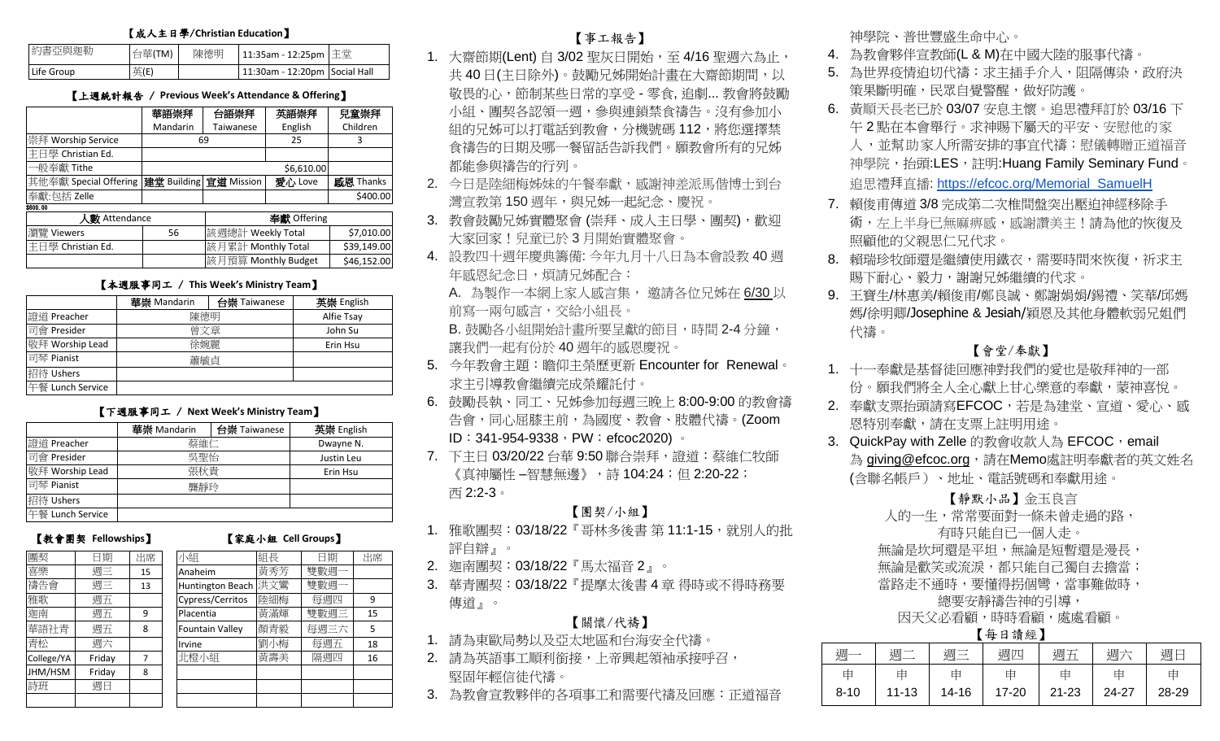【成人主日學/Christian Education】

| | | | | |
|---|---|---|---|---|
| 約書亞與迦勒 | 台華(TM) | 陳德明 | 11:35am - 12:25pm | 主堂 |
| Life Group | 英(E) | | 11:30am - 12:20pm | Social Hall |

【上週統計報告 / Previous Week's Attendance & Offering】

| | 華語崇拜 Mandarin | 台語崇拜 Taiwanese | 英語崇拜 English | 兒童崇拜 Children |
|---|---|---|---|---|
| 崇拜 Worship Service | 69 | | 25 | 3 |
| 主日學 Christian Ed. | | | | |
| 一般奉獻 Tithe | $6,610.00 | | | |
| 其他奉獻 Special Offering | 建堂 Building | 宣道 Mission | 愛心 Love | 感恩 Thanks |
| 奉獻:包括 Zelle | | | | $400.00 |

$600.00

| 人數 Attendance | | 奉獻 Offering | |
|---|---|---|---|
| 瀏覽 Viewers | 56 | 該週總計 Weekly Total | $7,010.00 |
| 主日學 Christian Ed. | | 該月累計 Monthly Total | $39,149.00 |
| | | 該月預算 Monthly Budget | $46,152.00 |

【本週服事同工 / This Week's Ministry Team】

| | 華崇 Mandarin | 台崇 Taiwanese | 英崇 English |
|---|---|---|---|
| 證道 Preacher | 陳德明 | | Alfie Tsay |
| 司會 Presider | 曾文章 | | John Su |
| 敬拜 Worship Lead | 徐婉麗 | | Erin Hsu |
| 司琴 Pianist | 蕭毓貞 | | |
| 招待 Ushers | | | |
| 午餐 Lunch Service | | | |

【下週服事同工 / Next Week's Ministry Team】

| | 華崇 Mandarin | 台崇 Taiwanese | 英崇 English |
|---|---|---|---|
| 證道 Preacher | 蔡維仁 | | Dwayne N. |
| 司會 Presider | 吳聖怡 | | Justin Leu |
| 敬拜 Worship Lead | 張秋貴 | | Erin Hsu |
| 司琴 Pianist | 龔靜玲 | | |
| 招待 Ushers | | | |
| 午餐 Lunch Service | | | |

【教會團契 Fellowships】

| 團契 | 日期 | 出席 |
|---|---|---|
| 喜樂 | 週三 | 15 |
| 禱告會 | 週三 | 13 |
| 雅歌 | 週五 | |
| 迦南 | 週五 | 9 |
| 華語社青 | 週五 | 8 |
| 青松 | 週六 | |
| College/YA | Friday | 7 |
| JHM/HSM | Friday | 8 |
| 詩班 | 週日 | |

【家庭小組 Cell Groups】

| 小組 | 組長 | 日期 | 出席 |
|---|---|---|---|
| Anaheim | 黃秀芳 | 雙數週一 | |
| Huntington Beach | 洪文寬 | 雙數週一 | |
| Cypress/Cerritos | 陸細梅 | 每週四 | 9 |
| Placentia | 黃滿輝 | 雙數週三 | 15 |
| Fountain Valley | 顏青毅 | 每週三六 | 5 |
| Irvine | 劉小梅 | 每週五 | 18 |
| 北橙小組 | 黃壽美 | 隔週四 | 16 |

【事工報告】

1. 大齋節期(Lent) 自 3/02 聖灰日開始，至 4/16 聖週六為止，共 40 日(主日除外)。鼓勵兄姊開始計畫在大齋節期間，以敬畏的心，節制某些日常的享受 - 零食, 追劇... 教會將鼓勵小組、團契各認領一週，參與連鎖禁食禱告。沒有參加小組的兄姊可以打電話到教會，分機號碼 112，將您選擇禁食禱告的日期及哪一餐留話告訴我們。願教會所有的兄姊都能參與禱告的行列。
2. 今日是陸細梅姊妹的午餐奉獻，感謝神差派馬偕博士到台灣宣教第 150 週年，與兄姊一起紀念、慶祝。
3. 教會鼓勵兄姊實體聚會 (崇拜、成人主日學、團契)，歡迎大家回家！兒童已於 3 月開始實體聚會。
4. 設教四十週年慶典籌備: 今年九月十八日為本會設教 40 週年感恩紀念日，煩請兄姊配合：
   A. 為製作一本網上家人感言集， 邀請各位兄姊在 6/30 以前寫一兩句感言，交給小組長。
   B. 鼓勵各小組開始計畫所要呈獻的節目，時間 2-4 分鐘，讓我們一起有份於 40 週年的感恩慶祝。
5. 今年教會主題：瞻仰主榮歷更新 Encounter for Renewal。求主引導教會繼續完成榮耀託付。
6. 鼓勵長執、同工、兄姊參加每週三晚上 8:00-9:00 的教會禱告會，同心屈膝主前，為國度、教會、肢體代禱。(Zoom ID：341-954-9338，PW：efcoc2020) 。
7. 下主日 03/20/22 台華 9:50 聯合崇拜，證道：蔡維仁牧師《真神屬性 –智慧無邊》，詩 104:24；但 2:20-22；西 2:2-3。

【團契/小組】

1. 雅歌團契：03/18/22『哥林多後書 第 11:1-15，就別人的批評自辯』。
2. 迦南團契：03/18/22『馬太福音 2』。
3. 華青團契：03/18/22『提摩太後書 4 章 得時或不得時務要傳道』。

【關懷/代禱】

1. 請為東歐局勢以及亞太地區和台海安全代禱。
2. 請為英語事工順利銜接，上帝興起領袖承接呼召，堅固年輕信徒代禱。
3. 為教會宣教夥伴的各項事工和需要代禱及回應：正道福音神學院、普世豐盛生命中心。
4. 為教會夥伴宣教師(L & M)在中國大陸的服事代禱。
5. 為世界疫情迫切代禱：求主插手介入，阻隔傳染，政府決策果斷明確，民眾自覺警醒，做好防護。
6. 黃順天長老已於 03/07 安息主懷。追思禮拜訂於 03/16 下午 2 點在本會舉行。求神賜下屬天的平安、安慰他的家人，並幫助家人所需安排的事宜代禱；慰儀轉贈正道福音神學院，抬頭:LES，註明:Huang Family Seminary Fund。追思禮拜直播: https://efcoc.org/Memorial_SamuelH
7. 賴俊甫傳道 3/8 完成第二次椎間盤突出壓迫神經移除手術，左上半身已無麻痹感，感謝讚美主！請為他的恢復及照顧他的父親思仁兄代求。
8. 賴瑞珍牧師還是繼續使用鐵衣，需要時間來恢復，祈求主賜下耐心、毅力，謝謝兄姊繼續的代求。
9. 王寶生/林惠美/賴俊甫/鄭良誠、鄭謝娟娟/錫禮、笑華/邱媽媽/徐明卿/Josephine & Jesiah/穎恩及其他身體軟弱兄姐們代禱。

【會堂/奉獻】

1. 十一奉獻是基督徒回應神對我們的愛也是敬拜神的一部份。願我們將全人全心獻上甘心樂意的奉獻，蒙神喜悅。
2. 奉獻支票抬頭請寫EFCOC，若是為建堂、宣道、愛心、感恩特別奉獻，請在支票上註明用途。
3. QuickPay with Zelle 的教會收款人為 EFCOC，email 為 giving@efcoc.org，請在Memo處註明奉獻者的英文姓名(含聯名帳戶）、地址、電話號碼和奉獻用途。

【靜默小品】金玉良言

人的一生，常常要面對一條未曾走過的路，
有時只能自己一個人走。
無論是坎坷還是平坦，無論是短暫還是漫長，
無論是歡笑或流淚，都只能自己獨自去擔當；
當路走不通時，要懂得拐個彎，當事難做時，
總要安靜禱告神的引導，
因天父必看顧，時時看顧，處處看顧。

【每日讀經】

| 週一 | 週二 | 週三 | 週四 | 週五 | 週六 | 週日 |
|---|---|---|---|---|---|---|
| 申 | 申 | 申 | 申 | 申 | 申 | 申 |
| 8-10 | 11-13 | 14-16 | 17-20 | 21-23 | 24-27 | 28-29 |